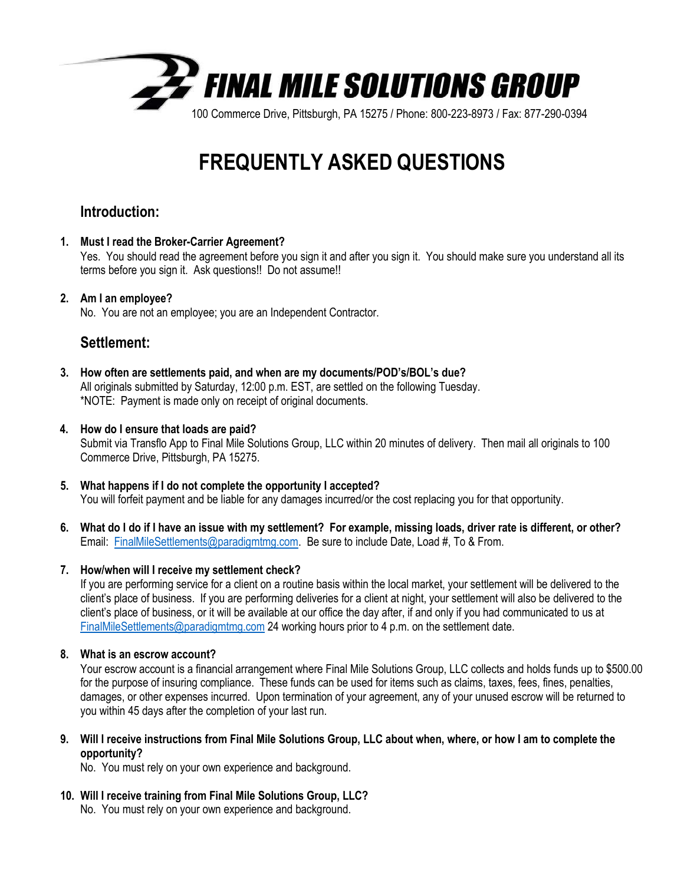**FINAL MILE SOLUTIONS GROUP**

100 Commerce Drive, Pittsburgh, PA 15275 / Phone: 800-223-8973 / Fax: 877-290-0394

# FREQUENTLY ASKED QUESTIONS

## Introduction:

1. **Must I read the Broker-Carrier Agreement?**
   Yes. You should read the agreement before you sign it and after you sign it. You should make sure you understand all its terms before you sign it. Ask questions!! Do not assume!!

2. **Am I an employee?**
   No. You are not an employee; you are an Independent Contractor.

## Settlement:

3. **How often are settlements paid, and when are my documents/POD's/BOL's due?**
   All originals submitted by Saturday, 12:00 p.m. EST, are settled on the following Tuesday.
   *NOTE: Payment is made only on receipt of original documents.

4. **How do I ensure that loads are paid?**
   Submit via Transflo App to Final Mile Solutions Group, LLC within 20 minutes of delivery. Then mail all originals to 100 Commerce Drive, Pittsburgh, PA 15275.

5. **What happens if I do not complete the opportunity I accepted?**
   You will forfeit payment and be liable for any damages incurred/or the cost replacing you for that opportunity.

6. **What do I do if I have an issue with my settlement? For example, missing loads, driver rate is different, or other?**
   Email: FinalMileSettlements@paradigmtmg.com. Be sure to include Date, Load #, To & From.

7. **How/when will I receive my settlement check?**
   If you are performing service for a client on a routine basis within the local market, your settlement will be delivered to the client's place of business. If you are performing deliveries for a client at night, your settlement will also be delivered to the client's place of business, or it will be available at our office the day after, if and only if you had communicated to us at FinalMileSettlements@paradigmtmg.com 24 working hours prior to 4 p.m. on the settlement date.

8. **What is an escrow account?**
   Your escrow account is a financial arrangement where Final Mile Solutions Group, LLC collects and holds funds up to $500.00 for the purpose of insuring compliance. These funds can be used for items such as claims, taxes, fees, fines, penalties, damages, or other expenses incurred. Upon termination of your agreement, any of your unused escrow will be returned to you within 45 days after the completion of your last run.

9. **Will I receive instructions from Final Mile Solutions Group, LLC about when, where, or how I am to complete the opportunity?**
   No. You must rely on your own experience and background.

10. **Will I receive training from Final Mile Solutions Group, LLC?**
    No. You must rely on your own experience and background.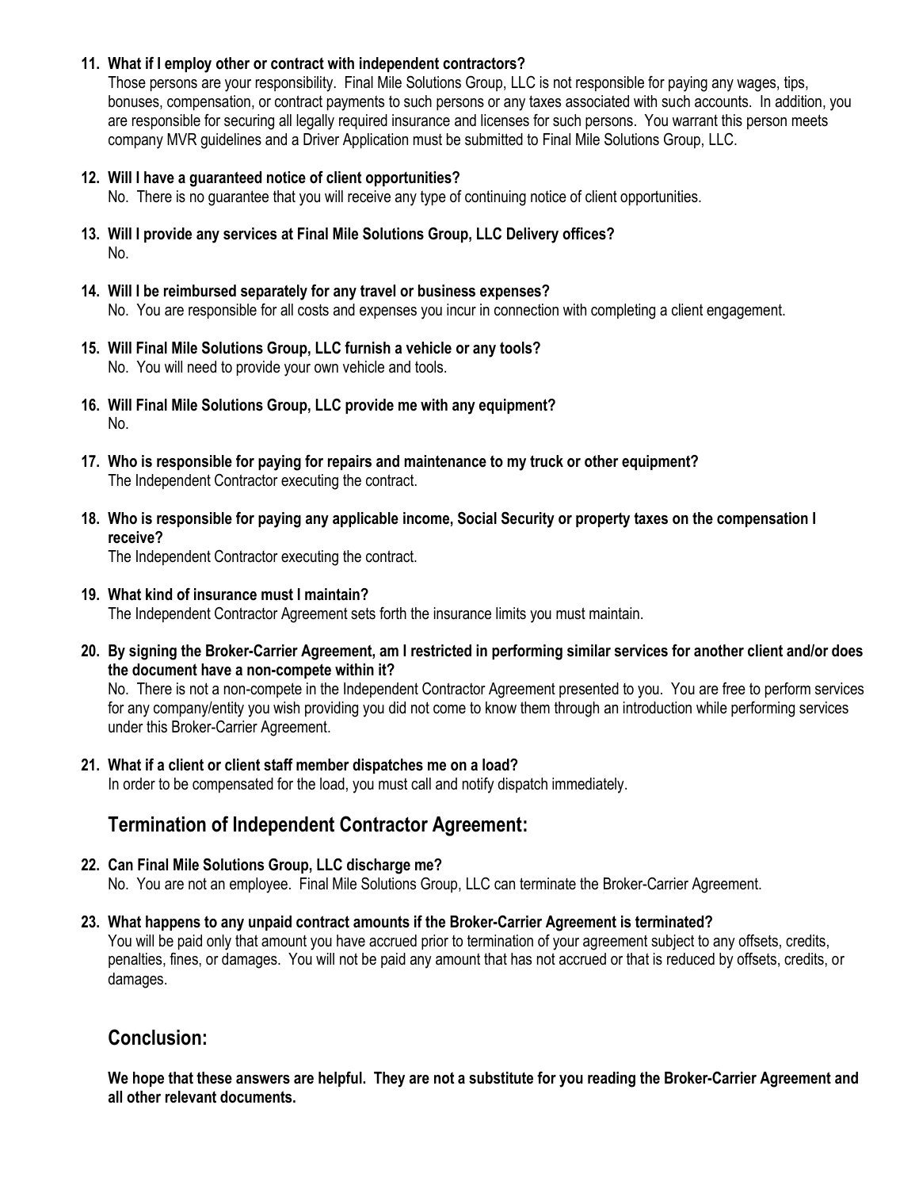11. **What if I employ other or contract with independent contractors?**
    Those persons are your responsibility. Final Mile Solutions Group, LLC is not responsible for paying any wages, tips, bonuses, compensation, or contract payments to such persons or any taxes associated with such accounts. In addition, you are responsible for securing all legally required insurance and licenses for such persons. You warrant this person meets company MVR guidelines and a Driver Application must be submitted to Final Mile Solutions Group, LLC.

12. **Will I have a guaranteed notice of client opportunities?**
    No. There is no guarantee that you will receive any type of continuing notice of client opportunities.

13. **Will I provide any services at Final Mile Solutions Group, LLC Delivery offices?**
    No.

14. **Will I be reimbursed separately for any travel or business expenses?**
    No. You are responsible for all costs and expenses you incur in connection with completing a client engagement.

15. **Will Final Mile Solutions Group, LLC furnish a vehicle or any tools?**
    No. You will need to provide your own vehicle and tools.

16. **Will Final Mile Solutions Group, LLC provide me with any equipment?**
    No.

17. **Who is responsible for paying for repairs and maintenance to my truck or other equipment?**
    The Independent Contractor executing the contract.

18. **Who is responsible for paying any applicable income, Social Security or property taxes on the compensation I receive?**
    The Independent Contractor executing the contract.

19. **What kind of insurance must I maintain?**
    The Independent Contractor Agreement sets forth the insurance limits you must maintain.

20. **By signing the Broker-Carrier Agreement, am I restricted in performing similar services for another client and/or does the document have a non-compete within it?**
    No. There is not a non-compete in the Independent Contractor Agreement presented to you. You are free to perform services for any company/entity you wish providing you did not come to know them through an introduction while performing services under this Broker-Carrier Agreement.

21. **What if a client or client staff member dispatches me on a load?**
    In order to be compensated for the load, you must call and notify dispatch immediately.

## Termination of Independent Contractor Agreement:

22. **Can Final Mile Solutions Group, LLC discharge me?**
    No. You are not an employee. Final Mile Solutions Group, LLC can terminate the Broker-Carrier Agreement.

23. **What happens to any unpaid contract amounts if the Broker-Carrier Agreement is terminated?**
    You will be paid only that amount you have accrued prior to termination of your agreement subject to any offsets, credits, penalties, fines, or damages. You will not be paid any amount that has not accrued or that is reduced by offsets, credits, or damages.

## Conclusion:

**We hope that these answers are helpful. They are not a substitute for you reading the Broker-Carrier Agreement and all other relevant documents.**